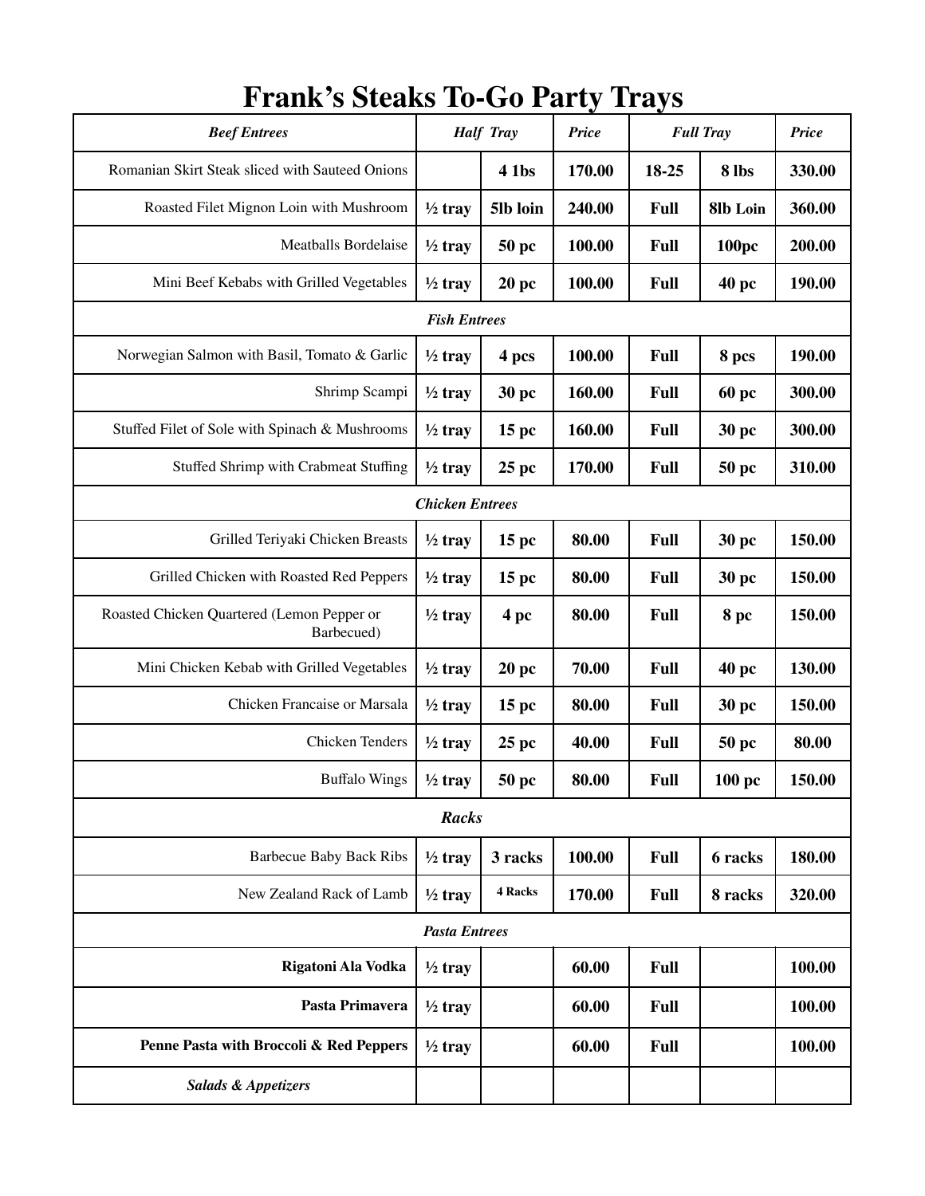# Frank's Steaks To-Go Party Trays

| *Beef Entrees* | *Half Tray* | | *Price* | *Full Tray* | | *Price* |
|---|---|---|---|---|---|---|
| Romanian Skirt Steak sliced with Sauteed Onions | | **4 1bs** | **170.00** | **18-25** | **8 lbs** | **330.00** |
| Roasted Filet Mignon Loin with Mushroom | **½ tray** | **5lb loin** | **240.00** | **Full** | **8lb Loin** | **360.00** |
| Meatballs Bordelaise | **½ tray** | **50 pc** | **100.00** | **Full** | **100pc** | **200.00** |
| Mini Beef Kebabs with Grilled Vegetables | **½ tray** | **20 pc** | **100.00** | **Full** | **40 pc** | **190.00** |
| *Fish Entrees* | | | | | | |
| Norwegian Salmon with Basil, Tomato & Garlic | **½ tray** | **4 pcs** | **100.00** | **Full** | **8 pcs** | **190.00** |
| Shrimp Scampi | **½ tray** | **30 pc** | **160.00** | **Full** | **60 pc** | **300.00** |
| Stuffed Filet of Sole with Spinach & Mushrooms | **½ tray** | **15 pc** | **160.00** | **Full** | **30 pc** | **300.00** |
| Stuffed Shrimp with Crabmeat Stuffing | **½ tray** | **25 pc** | **170.00** | **Full** | **50 pc** | **310.00** |
| *Chicken Entrees* | | | | | | |
| Grilled Teriyaki Chicken Breasts | **½ tray** | **15 pc** | **80.00** | **Full** | **30 pc** | **150.00** |
| Grilled Chicken with Roasted Red Peppers | **½ tray** | **15 pc** | **80.00** | **Full** | **30 pc** | **150.00** |
| Roasted Chicken Quartered (Lemon Pepper or Barbecued) | **½ tray** | **4 pc** | **80.00** | **Full** | **8 pc** | **150.00** |
| Mini Chicken Kebab with Grilled Vegetables | **½ tray** | **20 pc** | **70.00** | **Full** | **40 pc** | **130.00** |
| Chicken Francaise or Marsala | **½ tray** | **15 pc** | **80.00** | **Full** | **30 pc** | **150.00** |
| Chicken Tenders | **½ tray** | **25 pc** | **40.00** | **Full** | **50 pc** | **80.00** |
| Buffalo Wings | **½ tray** | **50 pc** | **80.00** | **Full** | **100 pc** | **150.00** |
| *Racks* | | | | | | |
| Barbecue Baby Back Ribs | **½ tray** | **3 racks** | **100.00** | **Full** | **6 racks** | **180.00** |
| New Zealand Rack of Lamb | **½ tray** | **4 Racks** | **170.00** | **Full** | **8 racks** | **320.00** |
| *Pasta Entrees* | | | | | | |
| **Rigatoni Ala Vodka** | **½ tray** | | **60.00** | **Full** | | **100.00** |
| **Pasta Primavera** | **½ tray** | | **60.00** | **Full** | | **100.00** |
| **Penne Pasta with Broccoli & Red Peppers** | **½ tray** | | **60.00** | **Full** | | **100.00** |
| ***Salads & Appetizers*** | | | | | | |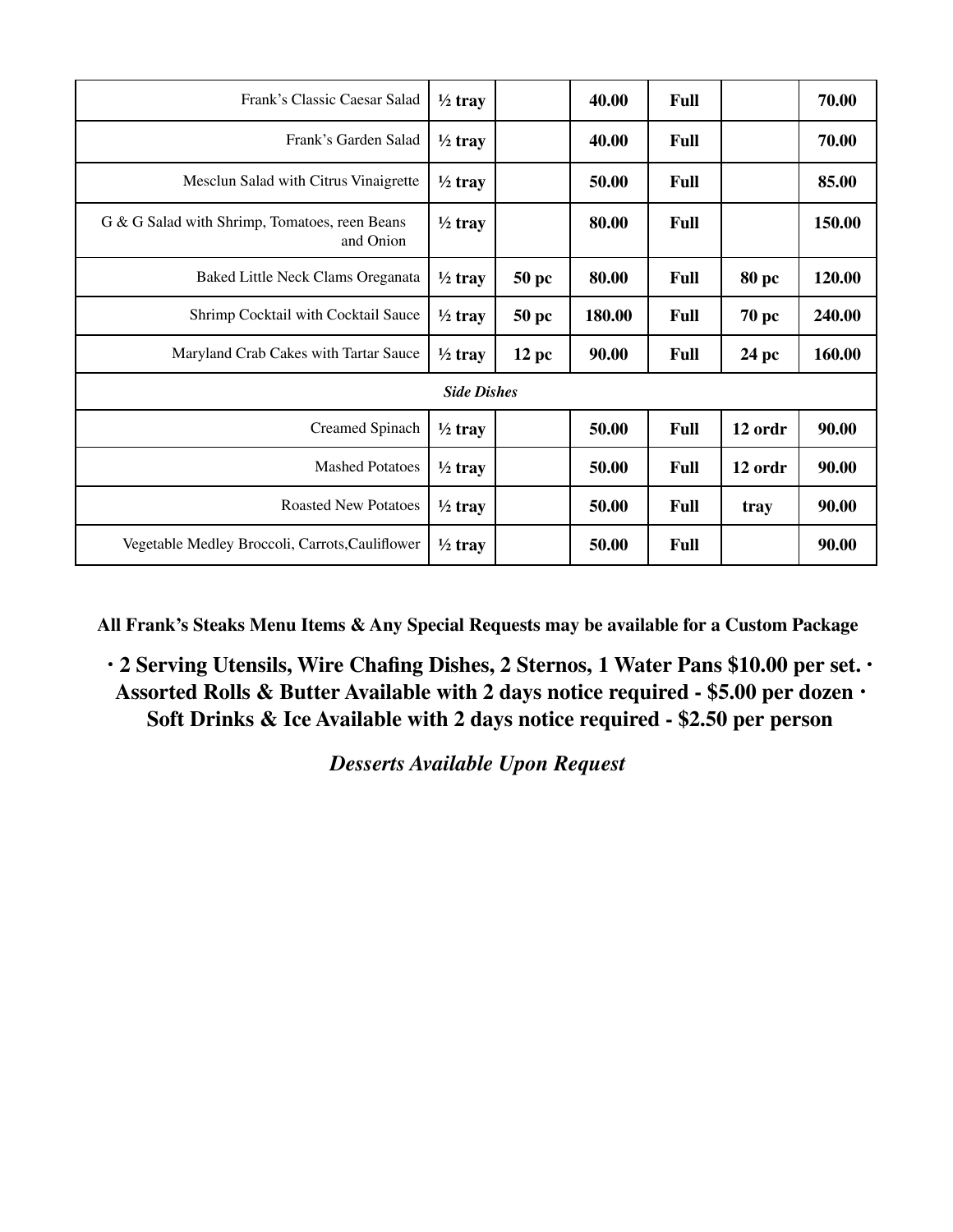| | | | | | | |
|---|---|---|---|---|---|---|
| Frank's Classic Caesar Salad | **½ tray** | | **40.00** | **Full** | | **70.00** |
| Frank's Garden Salad | **½ tray** | | **40.00** | **Full** | | **70.00** |
| Mesclun Salad with Citrus Vinaigrette | **½ tray** | | **50.00** | **Full** | | **85.00** |
| G & G Salad with Shrimp, Tomatoes, reen Beans and Onion | **½ tray** | | **80.00** | **Full** | | **150.00** |
| Baked Little Neck Clams Oreganata | **½ tray** | **50 pc** | **80.00** | **Full** | **80 pc** | **120.00** |
| Shrimp Cocktail with Cocktail Sauce | **½ tray** | **50 pc** | **180.00** | **Full** | **70 pc** | **240.00** |
| Maryland Crab Cakes with Tartar Sauce | **½ tray** | **12 pc** | **90.00** | **Full** | **24 pc** | **160.00** |
| ***Side Dishes*** | | | | | | |
| Creamed Spinach | **½ tray** | | **50.00** | **Full** | **12 ordr** | **90.00** |
| Mashed Potatoes | **½ tray** | | **50.00** | **Full** | **12 ordr** | **90.00** |
| Roasted New Potatoes | **½ tray** | | **50.00** | **Full** | **tray** | **90.00** |
| Vegetable Medley Broccoli, Carrots,Cauliflower | **½ tray** | | **50.00** | **Full** | | **90.00** |

**All Frank's Steaks Menu Items & Any Special Requests may be available for a Custom Package**

**· 2 Serving Utensils, Wire Chafing Dishes, 2 Sternos, 1 Water Pans $10.00 per set. · Assorted Rolls & Butter Available with 2 days notice required - $5.00 per dozen · Soft Drinks & Ice Available with 2 days notice required - $2.50 per person**

***Desserts Available Upon Request***